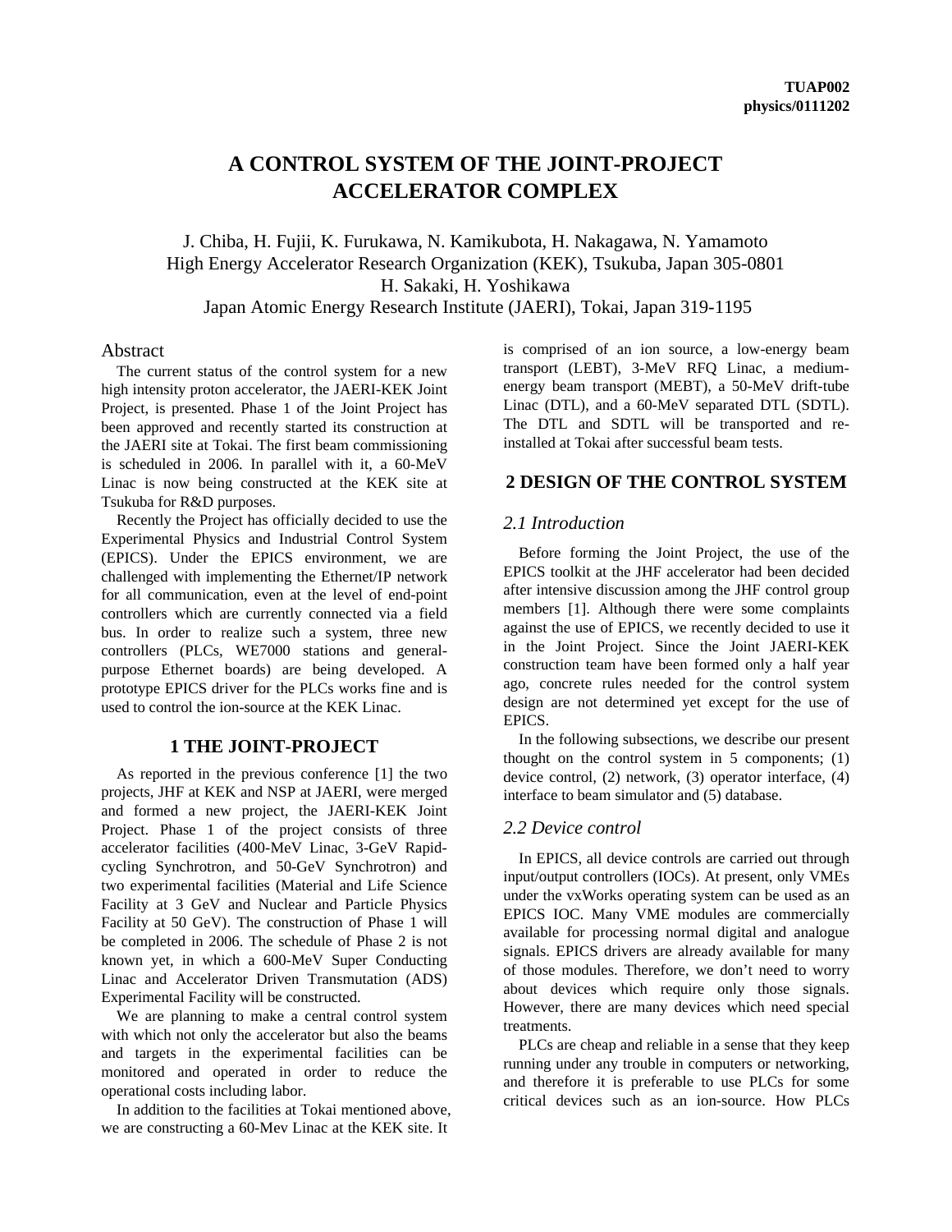TUAP002
physics/0111202

# A CONTROL SYSTEM OF THE JOINT-PROJECT ACCELERATOR COMPLEX

J. Chiba, H. Fujii, K. Furukawa, N. Kamikubota, H. Nakagawa, N. Yamamoto
High Energy Accelerator Research Organization (KEK), Tsukuba, Japan 305-0801
H. Sakaki, H. Yoshikawa
Japan Atomic Energy Research Institute (JAERI), Tokai, Japan 319-1195

## Abstract

The current status of the control system for a new high intensity proton accelerator, the JAERI-KEK Joint Project, is presented. Phase 1 of the Joint Project has been approved and recently started its construction at the JAERI site at Tokai. The first beam commissioning is scheduled in 2006. In parallel with it, a 60-MeV Linac is now being constructed at the KEK site at Tsukuba for R&D purposes.

Recently the Project has officially decided to use the Experimental Physics and Industrial Control System (EPICS). Under the EPICS environment, we are challenged with implementing the Ethernet/IP network for all communication, even at the level of end-point controllers which are currently connected via a field bus. In order to realize such a system, three new controllers (PLCs, WE7000 stations and general-purpose Ethernet boards) are being developed. A prototype EPICS driver for the PLCs works fine and is used to control the ion-source at the KEK Linac.

## 1 THE JOINT-PROJECT

As reported in the previous conference [1] the two projects, JHF at KEK and NSP at JAERI, were merged and formed a new project, the JAERI-KEK Joint Project. Phase 1 of the project consists of three accelerator facilities (400-MeV Linac, 3-GeV Rapid-cycling Synchrotron, and 50-GeV Synchrotron) and two experimental facilities (Material and Life Science Facility at 3 GeV and Nuclear and Particle Physics Facility at 50 GeV). The construction of Phase 1 will be completed in 2006. The schedule of Phase 2 is not known yet, in which a 600-MeV Super Conducting Linac and Accelerator Driven Transmutation (ADS) Experimental Facility will be constructed.

We are planning to make a central control system with which not only the accelerator but also the beams and targets in the experimental facilities can be monitored and operated in order to reduce the operational costs including labor.

In addition to the facilities at Tokai mentioned above, we are constructing a 60-Mev Linac at the KEK site. It is comprised of an ion source, a low-energy beam transport (LEBT), 3-MeV RFQ Linac, a medium-energy beam transport (MEBT), a 50-MeV drift-tube Linac (DTL), and a 60-MeV separated DTL (SDTL). The DTL and SDTL will be transported and re-installed at Tokai after successful beam tests.

## 2 DESIGN OF THE CONTROL SYSTEM

### *2.1 Introduction*

Before forming the Joint Project, the use of the EPICS toolkit at the JHF accelerator had been decided after intensive discussion among the JHF control group members [1]. Although there were some complaints against the use of EPICS, we recently decided to use it in the Joint Project. Since the Joint JAERI-KEK construction team have been formed only a half year ago, concrete rules needed for the control system design are not determined yet except for the use of EPICS.

In the following subsections, we describe our present thought on the control system in 5 components; (1) device control, (2) network, (3) operator interface, (4) interface to beam simulator and (5) database.

### *2.2 Device control*

In EPICS, all device controls are carried out through input/output controllers (IOCs). At present, only VMEs under the vxWorks operating system can be used as an EPICS IOC. Many VME modules are commercially available for processing normal digital and analogue signals. EPICS drivers are already available for many of those modules. Therefore, we don't need to worry about devices which require only those signals. However, there are many devices which need special treatments.

PLCs are cheap and reliable in a sense that they keep running under any trouble in computers or networking, and therefore it is preferable to use PLCs for some critical devices such as an ion-source. How PLCs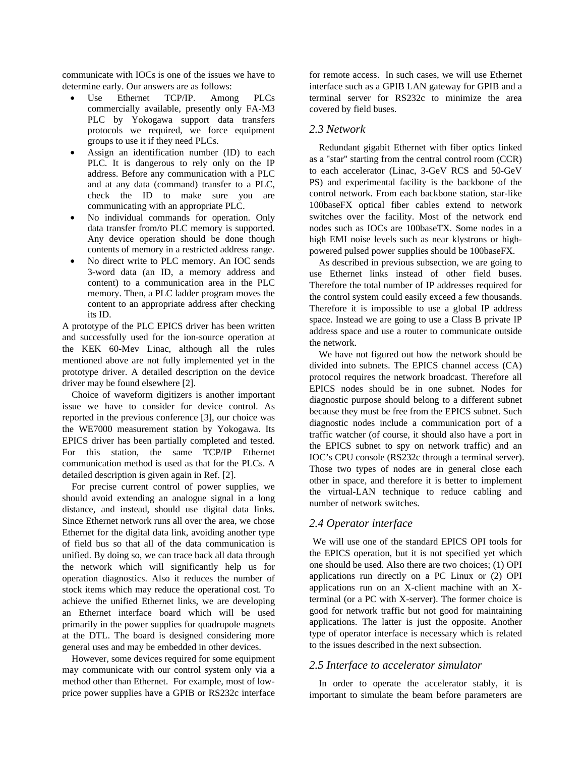communicate with IOCs is one of the issues we have to determine early. Our answers are as follows:

- Use Ethernet TCP/IP. Among PLCs commercially available, presently only FA-M3 PLC by Yokogawa support data transfers protocols we required, we force equipment groups to use it if they need PLCs.
- Assign an identification number (ID) to each PLC. It is dangerous to rely only on the IP address. Before any communication with a PLC and at any data (command) transfer to a PLC, check the ID to make sure you are communicating with an appropriate PLC.
- No individual commands for operation. Only data transfer from/to PLC memory is supported. Any device operation should be done though contents of memory in a restricted address range.
- No direct write to PLC memory. An IOC sends 3-word data (an ID, a memory address and content) to a communication area in the PLC memory. Then, a PLC ladder program moves the content to an appropriate address after checking its ID.

A prototype of the PLC EPICS driver has been written and successfully used for the ion-source operation at the KEK 60-Mev Linac, although all the rules mentioned above are not fully implemented yet in the prototype driver. A detailed description on the device driver may be found elsewhere [2].

Choice of waveform digitizers is another important issue we have to consider for device control. As reported in the previous conference [3], our choice was the WE7000 measurement station by Yokogawa. Its EPICS driver has been partially completed and tested. For this station, the same TCP/IP Ethernet communication method is used as that for the PLCs. A detailed description is given again in Ref. [2].

For precise current control of power supplies, we should avoid extending an analogue signal in a long distance, and instead, should use digital data links. Since Ethernet network runs all over the area, we chose Ethernet for the digital data link, avoiding another type of field bus so that all of the data communication is unified. By doing so, we can trace back all data through the network which will significantly help us for operation diagnostics. Also it reduces the number of stock items which may reduce the operational cost. To achieve the unified Ethernet links, we are developing an Ethernet interface board which will be used primarily in the power supplies for quadrupole magnets at the DTL. The board is designed considering more general uses and may be embedded in other devices.

However, some devices required for some equipment may communicate with our control system only via a method other than Ethernet. For example, most of low-price power supplies have a GPIB or RS232c interface for remote access. In such cases, we will use Ethernet interface such as a GPIB LAN gateway for GPIB and a terminal server for RS232c to minimize the area covered by field buses.

## *2.3 Network*

Redundant gigabit Ethernet with fiber optics linked as a "star" starting from the central control room (CCR) to each accelerator (Linac, 3-GeV RCS and 50-GeV PS) and experimental facility is the backbone of the control network. From each backbone station, star-like 100baseFX optical fiber cables extend to network switches over the facility. Most of the network end nodes such as IOCs are 100baseTX. Some nodes in a high EMI noise levels such as near klystrons or high-powered pulsed power supplies should be 100baseFX.

As described in previous subsection, we are going to use Ethernet links instead of other field buses. Therefore the total number of IP addresses required for the control system could easily exceed a few thousands. Therefore it is impossible to use a global IP address space. Instead we are going to use a Class B private IP address space and use a router to communicate outside the network.

We have not figured out how the network should be divided into subnets. The EPICS channel access (CA) protocol requires the network broadcast. Therefore all EPICS nodes should be in one subnet. Nodes for diagnostic purpose should belong to a different subnet because they must be free from the EPICS subnet. Such diagnostic nodes include a communication port of a traffic watcher (of course, it should also have a port in the EPICS subnet to spy on network traffic) and an IOC's CPU console (RS232c through a terminal server). Those two types of nodes are in general close each other in space, and therefore it is better to implement the virtual-LAN technique to reduce cabling and number of network switches.

## *2.4 Operator interface*

We will use one of the standard EPICS OPI tools for the EPICS operation, but it is not specified yet which one should be used. Also there are two choices; (1) OPI applications run directly on a PC Linux or (2) OPI applications run on an X-client machine with an X-terminal (or a PC with X-server). The former choice is good for network traffic but not good for maintaining applications. The latter is just the opposite. Another type of operator interface is necessary which is related to the issues described in the next subsection.

## *2.5 Interface to accelerator simulator*

In order to operate the accelerator stably, it is important to simulate the beam before parameters are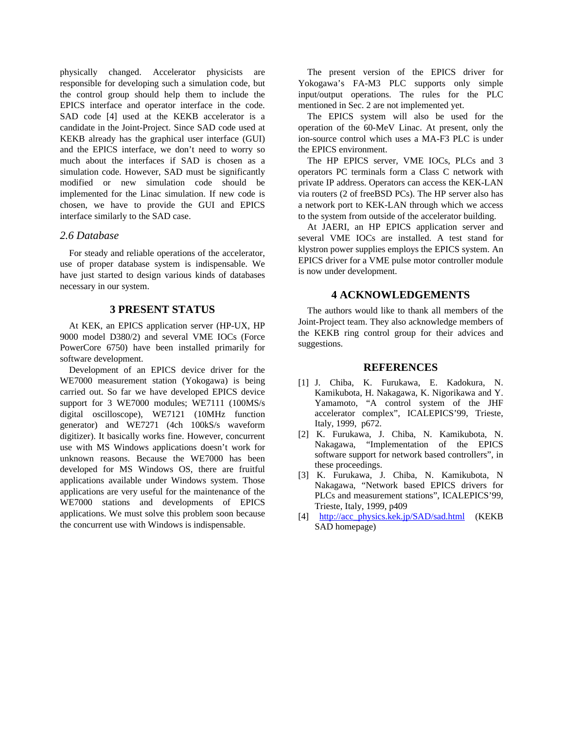physically changed. Accelerator physicists are responsible for developing such a simulation code, but the control group should help them to include the EPICS interface and operator interface in the code. SAD code [4] used at the KEKB accelerator is a candidate in the Joint-Project. Since SAD code used at KEKB already has the graphical user interface (GUI) and the EPICS interface, we don't need to worry so much about the interfaces if SAD is chosen as a simulation code. However, SAD must be significantly modified or new simulation code should be implemented for the Linac simulation. If new code is chosen, we have to provide the GUI and EPICS interface similarly to the SAD case.

### *2.6 Database*

For steady and reliable operations of the accelerator, use of proper database system is indispensable. We have just started to design various kinds of databases necessary in our system.

## 3 PRESENT STATUS

At KEK, an EPICS application server (HP-UX, HP 9000 model D380/2) and several VME IOCs (Force PowerCore 6750) have been installed primarily for software development.

Development of an EPICS device driver for the WE7000 measurement station (Yokogawa) is being carried out. So far we have developed EPICS device support for 3 WE7000 modules; WE7111 (100MS/s digital oscilloscope), WE7121 (10MHz function generator) and WE7271 (4ch 100kS/s waveform digitizer). It basically works fine. However, concurrent use with MS Windows applications doesn't work for unknown reasons. Because the WE7000 has been developed for MS Windows OS, there are fruitful applications available under Windows system. Those applications are very useful for the maintenance of the WE7000 stations and developments of EPICS applications. We must solve this problem soon because the concurrent use with Windows is indispensable.

The present version of the EPICS driver for Yokogawa's FA-M3 PLC supports only simple input/output operations. The rules for the PLC mentioned in Sec. 2 are not implemented yet.

The EPICS system will also be used for the operation of the 60-MeV Linac. At present, only the ion-source control which uses a MA-F3 PLC is under the EPICS environment.

The HP EPICS server, VME IOCs, PLCs and 3 operators PC terminals form a Class C network with private IP address. Operators can access the KEK-LAN via routers (2 of freeBSD PCs). The HP server also has a network port to KEK-LAN through which we access to the system from outside of the accelerator building.

At JAERI, an HP EPICS application server and several VME IOCs are installed. A test stand for klystron power supplies employs the EPICS system. An EPICS driver for a VME pulse motor controller module is now under development.

## 4 ACKNOWLEDGEMENTS

The authors would like to thank all members of the Joint-Project team. They also acknowledge members of the KEKB ring control group for their advices and suggestions.

## REFERENCES

[1] J. Chiba, K. Furukawa, E. Kadokura, N. Kamikubota, H. Nakagawa, K. Nigorikawa and Y. Yamamoto, "A control system of the JHF accelerator complex", ICALEPICS'99, Trieste, Italy, 1999, p672.

[2] K. Furukawa, J. Chiba, N. Kamikubota, N. Nakagawa, "Implementation of the EPICS software support for network based controllers", in these proceedings.

[3] K. Furukawa, J. Chiba, N. Kamikubota, N Nakagawa, "Network based EPICS drivers for PLCs and measurement stations", ICALEPICS'99, Trieste, Italy, 1999, p409

[4] http://acc_physics.kek.jp/SAD/sad.html (KEKB SAD homepage)